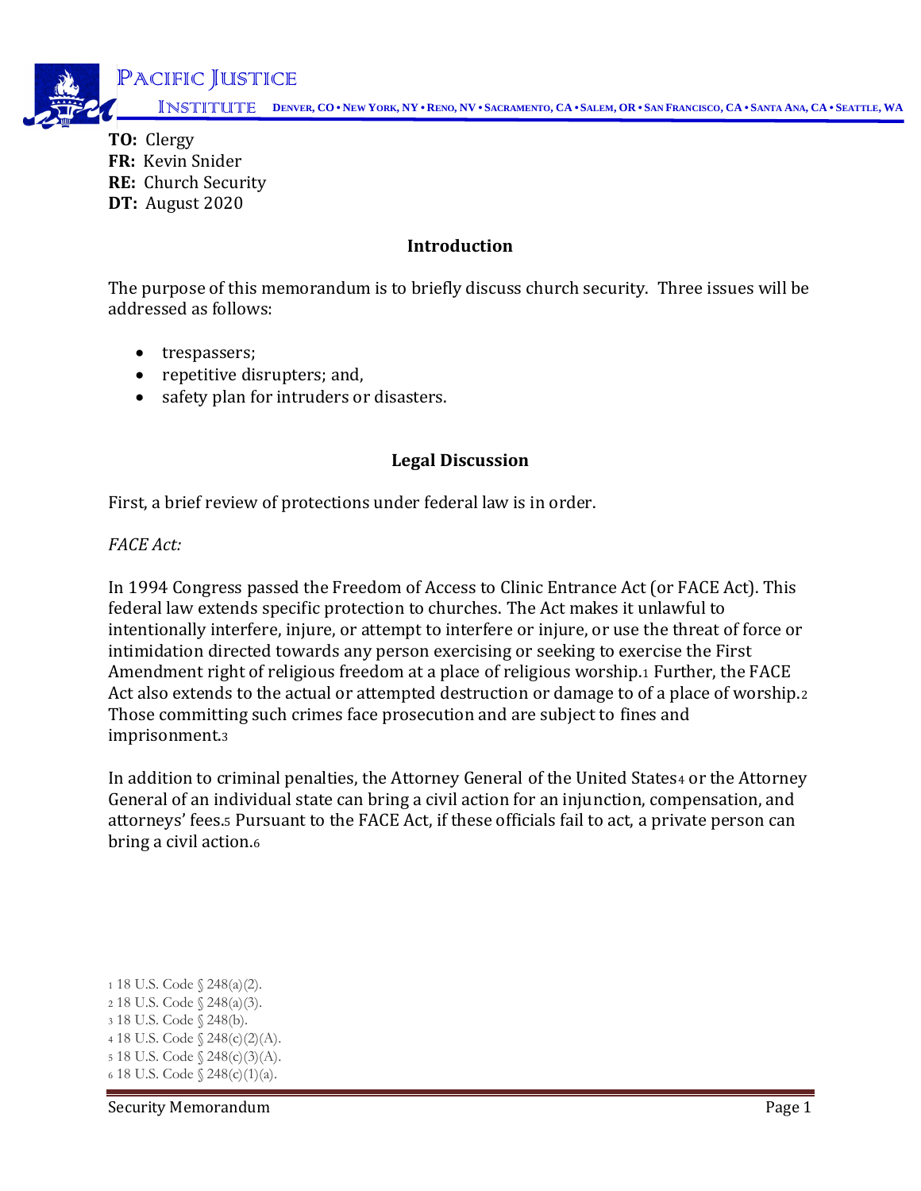**TO:** Clergy
**FR:** Kevin Snider
**RE:** Church Security
**DT:** August 2020

## Introduction

The purpose of this memorandum is to briefly discuss church security. Three issues will be addressed as follows:

- trespassers;
- repetitive disrupters; and,
- safety plan for intruders or disasters.

## Legal Discussion

First, a brief review of protections under federal law is in order.

*FACE Act:*

In 1994 Congress passed the Freedom of Access to Clinic Entrance Act (or FACE Act). This federal law extends specific protection to churches. The Act makes it unlawful to intentionally interfere, injure, or attempt to interfere or injure, or use the threat of force or intimidation directed towards any person exercising or seeking to exercise the First Amendment right of religious freedom at a place of religious worship.[1] Further, the FACE Act also extends to the actual or attempted destruction or damage to of a place of worship.[2] Those committing such crimes face prosecution and are subject to fines and imprisonment.[3]

In addition to criminal penalties, the Attorney General of the United States[4] or the Attorney General of an individual state can bring a civil action for an injunction, compensation, and attorneys' fees.[5] Pursuant to the FACE Act, if these officials fail to act, a private person can bring a civil action.[6]

---

[1] 18 U.S. Code § 248(a)(2).
[2] 18 U.S. Code § 248(a)(3).
[3] 18 U.S. Code § 248(b).
[4] 18 U.S. Code § 248(c)(2)(A).
[5] 18 U.S. Code § 248(c)(3)(A).
[6] 18 U.S. Code § 248(c)(1)(a).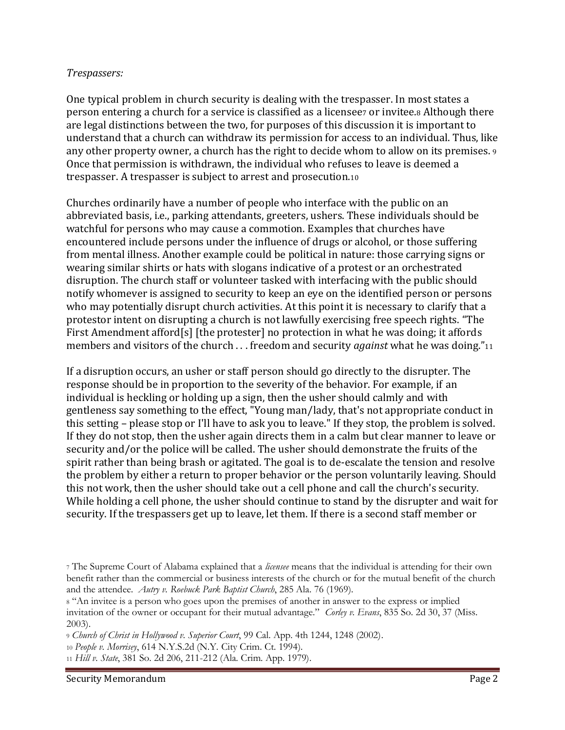*Trespassers:*

One typical problem in church security is dealing with the trespasser. In most states a person entering a church for a service is classified as a licensee[7] or invitee.[8] Although there are legal distinctions between the two, for purposes of this discussion it is important to understand that a church can withdraw its permission for access to an individual. Thus, like any other property owner, a church has the right to decide whom to allow on its premises.[9] Once that permission is withdrawn, the individual who refuses to leave is deemed a trespasser. A trespasser is subject to arrest and prosecution.[10]

Churches ordinarily have a number of people who interface with the public on an abbreviated basis, i.e., parking attendants, greeters, ushers. These individuals should be watchful for persons who may cause a commotion. Examples that churches have encountered include persons under the influence of drugs or alcohol, or those suffering from mental illness. Another example could be political in nature: those carrying signs or wearing similar shirts or hats with slogans indicative of a protest or an orchestrated disruption. The church staff or volunteer tasked with interfacing with the public should notify whomever is assigned to security to keep an eye on the identified person or persons who may potentially disrupt church activities. At this point it is necessary to clarify that a protestor intent on disrupting a church is not lawfully exercising free speech rights. "The First Amendment afford[s] [the protester] no protection in what he was doing; it affords members and visitors of the church . . . freedom and security *against* what he was doing."[11]

If a disruption occurs, an usher or staff person should go directly to the disrupter. The response should be in proportion to the severity of the behavior. For example, if an individual is heckling or holding up a sign, then the usher should calmly and with gentleness say something to the effect, "Young man/lady, that's not appropriate conduct in this setting – please stop or I'll have to ask you to leave." If they stop, the problem is solved. If they do not stop, then the usher again directs them in a calm but clear manner to leave or security and/or the police will be called. The usher should demonstrate the fruits of the spirit rather than being brash or agitated. The goal is to de-escalate the tension and resolve the problem by either a return to proper behavior or the person voluntarily leaving. Should this not work, then the usher should take out a cell phone and call the church's security. While holding a cell phone, the usher should continue to stand by the disrupter and wait for security. If the trespassers get up to leave, let them. If there is a second staff member or

---

[7] The Supreme Court of Alabama explained that a *licensee* means that the individual is attending for their own benefit rather than the commercial or business interests of the church or for the mutual benefit of the church and the attendee. *Autry v. Roebuck Park Baptist Church*, 285 Ala. 76 (1969).

[8] "An invitee is a person who goes upon the premises of another in answer to the express or implied invitation of the owner or occupant for their mutual advantage." *Corley v. Evans*, 835 So. 2d 30, 37 (Miss. 2003).

[9] *Church of Christ in Hollywood v. Superior Court*, 99 Cal. App. 4th 1244, 1248 (2002).

[10] *People v. Morrisey*, 614 N.Y.S.2d (N.Y. City Crim. Ct. 1994).

[11] *Hill v. State*, 381 So. 2d 206, 211-212 (Ala. Crim. App. 1979).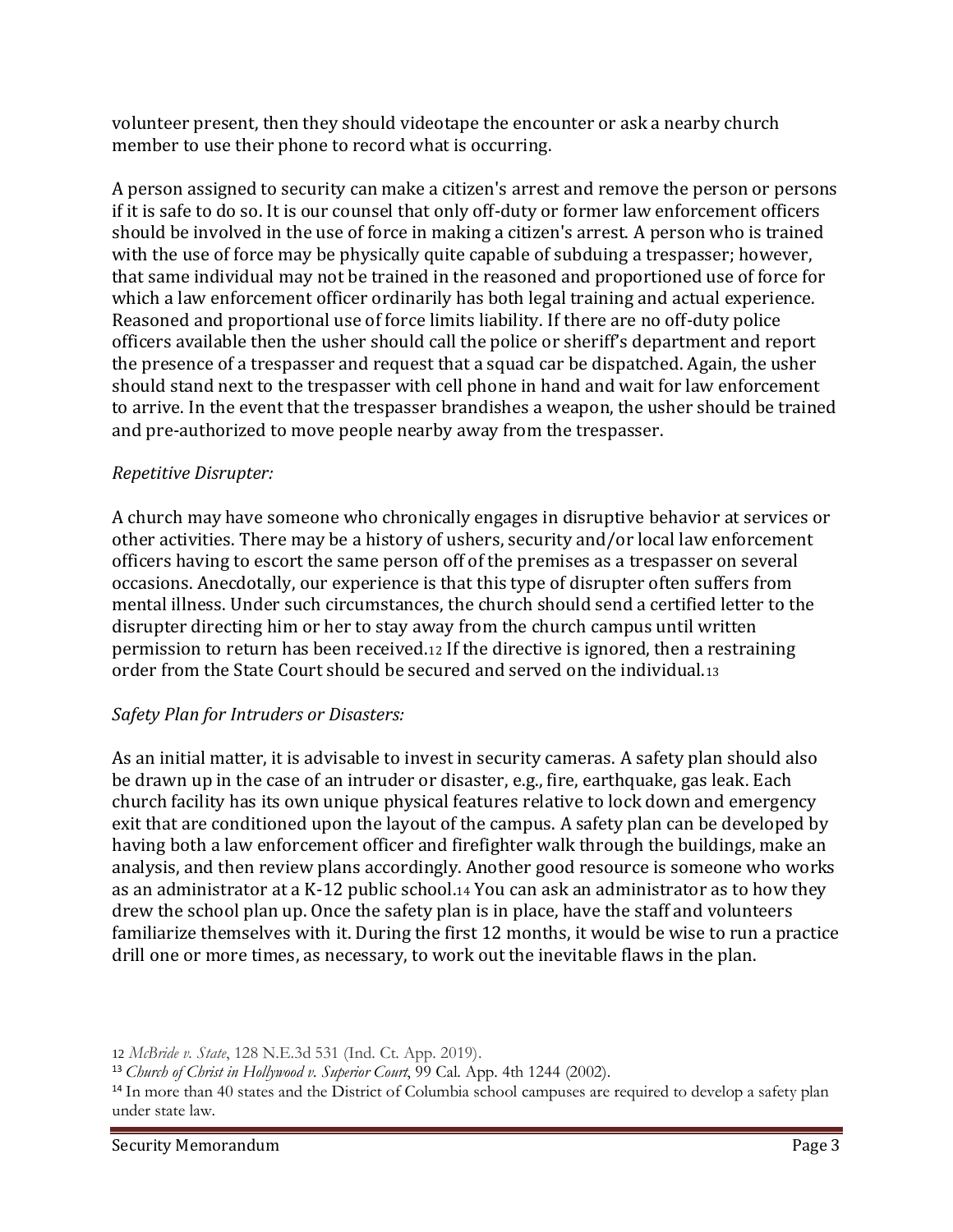volunteer present, then they should videotape the encounter or ask a nearby church member to use their phone to record what is occurring.

A person assigned to security can make a citizen's arrest and remove the person or persons if it is safe to do so. It is our counsel that only off-duty or former law enforcement officers should be involved in the use of force in making a citizen's arrest. A person who is trained with the use of force may be physically quite capable of subduing a trespasser; however, that same individual may not be trained in the reasoned and proportioned use of force for which a law enforcement officer ordinarily has both legal training and actual experience. Reasoned and proportional use of force limits liability. If there are no off-duty police officers available then the usher should call the police or sheriff's department and report the presence of a trespasser and request that a squad car be dispatched. Again, the usher should stand next to the trespasser with cell phone in hand and wait for law enforcement to arrive. In the event that the trespasser brandishes a weapon, the usher should be trained and pre-authorized to move people nearby away from the trespasser.

*Repetitive Disrupter:*

A church may have someone who chronically engages in disruptive behavior at services or other activities. There may be a history of ushers, security and/or local law enforcement officers having to escort the same person off of the premises as a trespasser on several occasions. Anecdotally, our experience is that this type of disrupter often suffers from mental illness. Under such circumstances, the church should send a certified letter to the disrupter directing him or her to stay away from the church campus until written permission to return has been received.[12] If the directive is ignored, then a restraining order from the State Court should be secured and served on the individual.[13]

*Safety Plan for Intruders or Disasters:*

As an initial matter, it is advisable to invest in security cameras. A safety plan should also be drawn up in the case of an intruder or disaster, e.g., fire, earthquake, gas leak. Each church facility has its own unique physical features relative to lock down and emergency exit that are conditioned upon the layout of the campus. A safety plan can be developed by having both a law enforcement officer and firefighter walk through the buildings, make an analysis, and then review plans accordingly. Another good resource is someone who works as an administrator at a K-12 public school.[14] You can ask an administrator as to how they drew the school plan up. Once the safety plan is in place, have the staff and volunteers familiarize themselves with it. During the first 12 months, it would be wise to run a practice drill one or more times, as necessary, to work out the inevitable flaws in the plan.

---

[12] *McBride v. State*, 128 N.E.3d 531 (Ind. Ct. App. 2019).

[13] *Church of Christ in Hollywood v. Superior Court*, 99 Cal. App. 4th 1244 (2002).

[14] In more than 40 states and the District of Columbia school campuses are required to develop a safety plan under state law.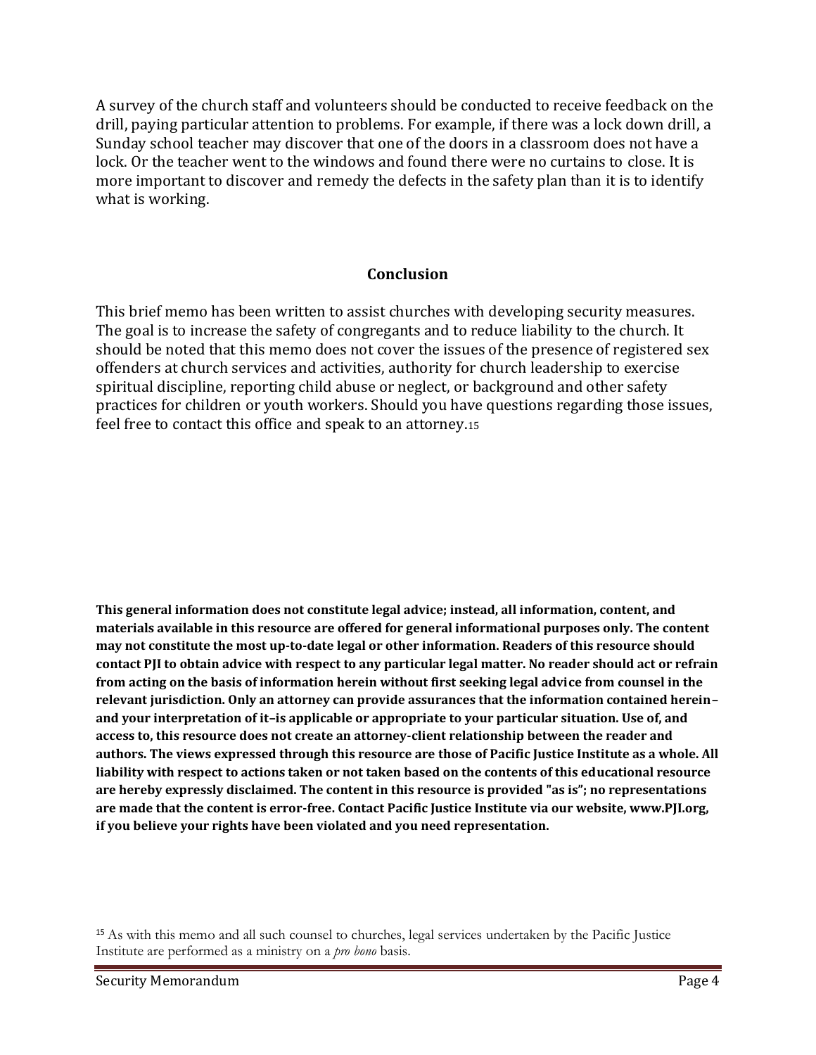A survey of the church staff and volunteers should be conducted to receive feedback on the drill, paying particular attention to problems. For example, if there was a lock down drill, a Sunday school teacher may discover that one of the doors in a classroom does not have a lock. Or the teacher went to the windows and found there were no curtains to close. It is more important to discover and remedy the defects in the safety plan than it is to identify what is working.

## Conclusion

This brief memo has been written to assist churches with developing security measures. The goal is to increase the safety of congregants and to reduce liability to the church. It should be noted that this memo does not cover the issues of the presence of registered sex offenders at church services and activities, authority for church leadership to exercise spiritual discipline, reporting child abuse or neglect, or background and other safety practices for children or youth workers. Should you have questions regarding those issues, feel free to contact this office and speak to an attorney.[15]

**This general information does not constitute legal advice; instead, all information, content, and materials available in this resource are offered for general informational purposes only. The content may not constitute the most up-to-date legal or other information. Readers of this resource should contact PJI to obtain advice with respect to any particular legal matter. No reader should act or refrain from acting on the basis of information herein without first seeking legal advice from counsel in the relevant jurisdiction. Only an attorney can provide assurances that the information contained herein–and your interpretation of it–is applicable or appropriate to your particular situation. Use of, and access to, this resource does not create an attorney-client relationship between the reader and authors. The views expressed through this resource are those of Pacific Justice Institute as a whole. All liability with respect to actions taken or not taken based on the contents of this educational resource are hereby expressly disclaimed. The content in this resource is provided "as is"; no representations are made that the content is error-free. Contact Pacific Justice Institute via our website, www.PJI.org, if you believe your rights have been violated and you need representation.**

[15] As with this memo and all such counsel to churches, legal services undertaken by the Pacific Justice Institute are performed as a ministry on a *pro bono* basis.